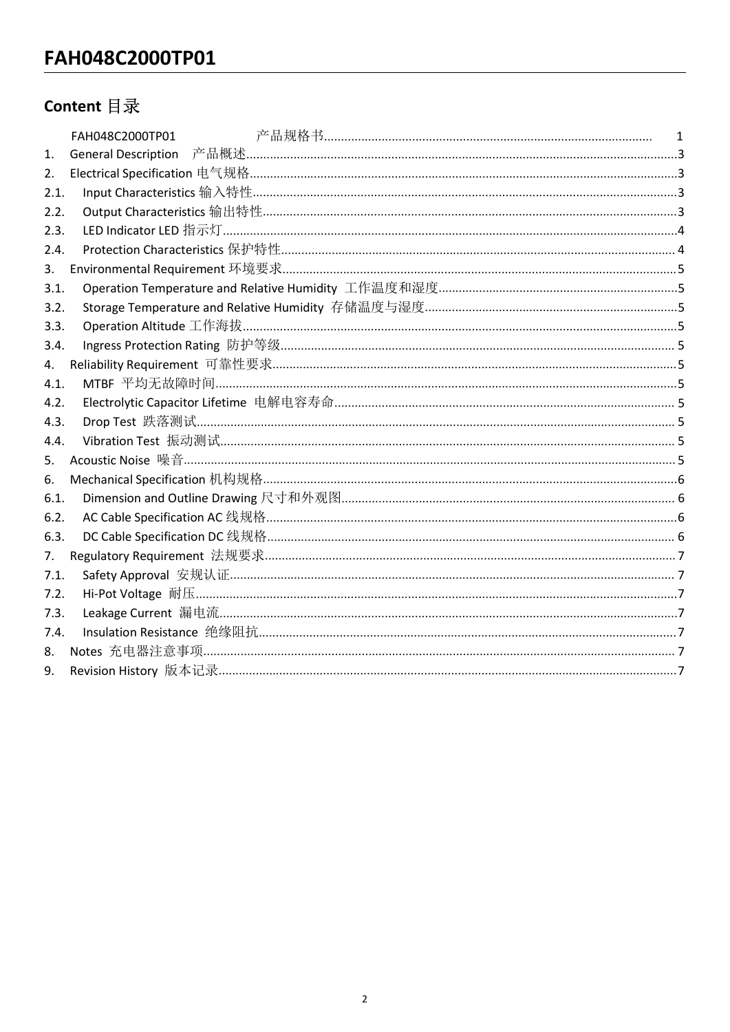# FAH048C2000TP01

## Content 目录

FAH048C2000TP01 产品规格书 ........................................ 1

1. General Description 产品概述 ........................................ 3
2. Electrical Specification 电气规格 ........................................ 3
   - 2.1. Input Characteristics 输入特性 ........................................ 3
   - 2.2. Output Characteristics 输出特性 ........................................ 3
   - 2.3. LED Indicator LED 指示灯 ........................................ 4
   - 2.4. Protection Characteristics 保护特性 ........................................ 4
3. Environmental Requirement 环境要求 ........................................ 5
   - 3.1. Operation Temperature and Relative Humidity 工作温度和湿度 ........................................ 5
   - 3.2. Storage Temperature and Relative Humidity 存储温度与湿度 ........................................ 5
   - 3.3. Operation Altitude 工作海拔 ........................................ 5
   - 3.4. Ingress Protection Rating 防护等级 ........................................ 5
4. Reliability Requirement 可靠性要求 ........................................ 5
   - 4.1. MTBF 平均无故障时间 ........................................ 5
   - 4.2. Electrolytic Capacitor Lifetime 电解电容寿命 ........................................ 5
   - 4.3. Drop Test 跌落测试 ........................................ 5
   - 4.4. Vibration Test 振动测试 ........................................ 5
5. Acoustic Noise 噪音 ........................................ 5
6. Mechanical Specification 机构规格 ........................................ 6
   - 6.1. Dimension and Outline Drawing 尺寸和外观图 ........................................ 6
   - 6.2. AC Cable Specification AC 线规格 ........................................ 6
   - 6.3. DC Cable Specification DC 线规格 ........................................ 6
7. Regulatory Requirement 法规要求 ........................................ 7
   - 7.1. Safety Approval 安规认证 ........................................ 7
   - 7.2. Hi-Pot Voltage 耐压 ........................................ 7
   - 7.3. Leakage Current 漏电流 ........................................ 7
   - 7.4. Insulation Resistance 绝缘阻抗 ........................................ 7
8. Notes 充电器注意事项 ........................................ 7
9. Revision History 版本记录 ........................................ 7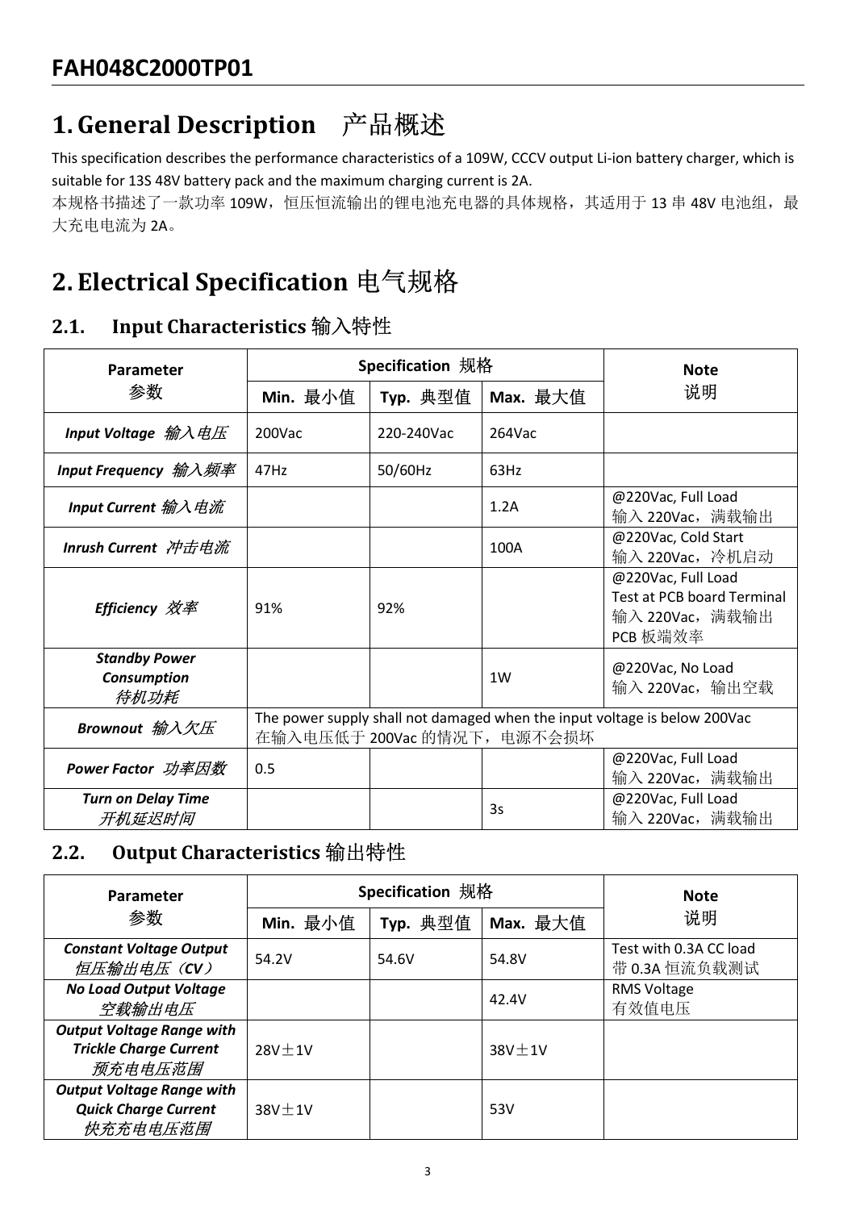# FAH048C2000TP01

## 1. General Description 产品概述

This specification describes the performance characteristics of a 109W, CCCV output Li-ion battery charger, which is suitable for 13S 48V battery pack and the maximum charging current is 2A.
本规格书描述了一款功率 109W，恒压恒流输出的锂电池充电器的具体规格，其适用于 13 串 48V 电池组，最大充电电流为 2A。

## 2. Electrical Specification 电气规格

### 2.1. Input Characteristics 输入特性

| Parameter 参数 | Specification 规格 | | | Note 说明 |
|---|---|---|---|---|
| | Min. 最小值 | Typ. 典型值 | Max. 最大值 | |
| ***Input Voltage 输入电压*** | 200Vac | 220-240Vac | 264Vac | |
| ***Input Frequency 输入频率*** | 47Hz | 50/60Hz | 63Hz | |
| ***Input Current 输入电流*** | | | 1.2A | @220Vac, Full Load 输入 220Vac，满载输出 |
| ***Inrush Current 冲击电流*** | | | 100A | @220Vac, Cold Start 输入 220Vac，冷机启动 |
| ***Efficiency 效率*** | 91% | 92% | | @220Vac, Full Load Test at PCB board Terminal 输入 220Vac，满载输出 PCB 板端效率 |
| ***Standby Power Consumption 待机功耗*** | | | 1W | @220Vac, No Load 输入 220Vac，输出空载 |
| ***Brownout 输入欠压*** | The power supply shall not damaged when the input voltage is below 200Vac 在输入电压低于 200Vac 的情况下，电源不会损坏 | | | |
| ***Power Factor 功率因数*** | 0.5 | | | @220Vac, Full Load 输入 220Vac，满载输出 |
| ***Turn on Delay Time 开机延迟时间*** | | | 3s | @220Vac, Full Load 输入 220Vac，满载输出 |

### 2.2. Output Characteristics 输出特性

| Parameter 参数 | Specification 规格 | | | Note 说明 |
|---|---|---|---|---|
| | Min. 最小值 | Typ. 典型值 | Max. 最大值 | |
| ***Constant Voltage Output 恒压输出电压（CV）*** | 54.2V | 54.6V | 54.8V | Test with 0.3A CC load 带 0.3A 恒流负载测试 |
| ***No Load Output Voltage 空载输出电压*** | | | 42.4V | RMS Voltage 有效值电压 |
| ***Output Voltage Range with Trickle Charge Current 预充电电压范围*** | 28V±1V | | 38V±1V | |
| ***Output Voltage Range with Quick Charge Current 快充充电电压范围*** | 38V±1V | | 53V | |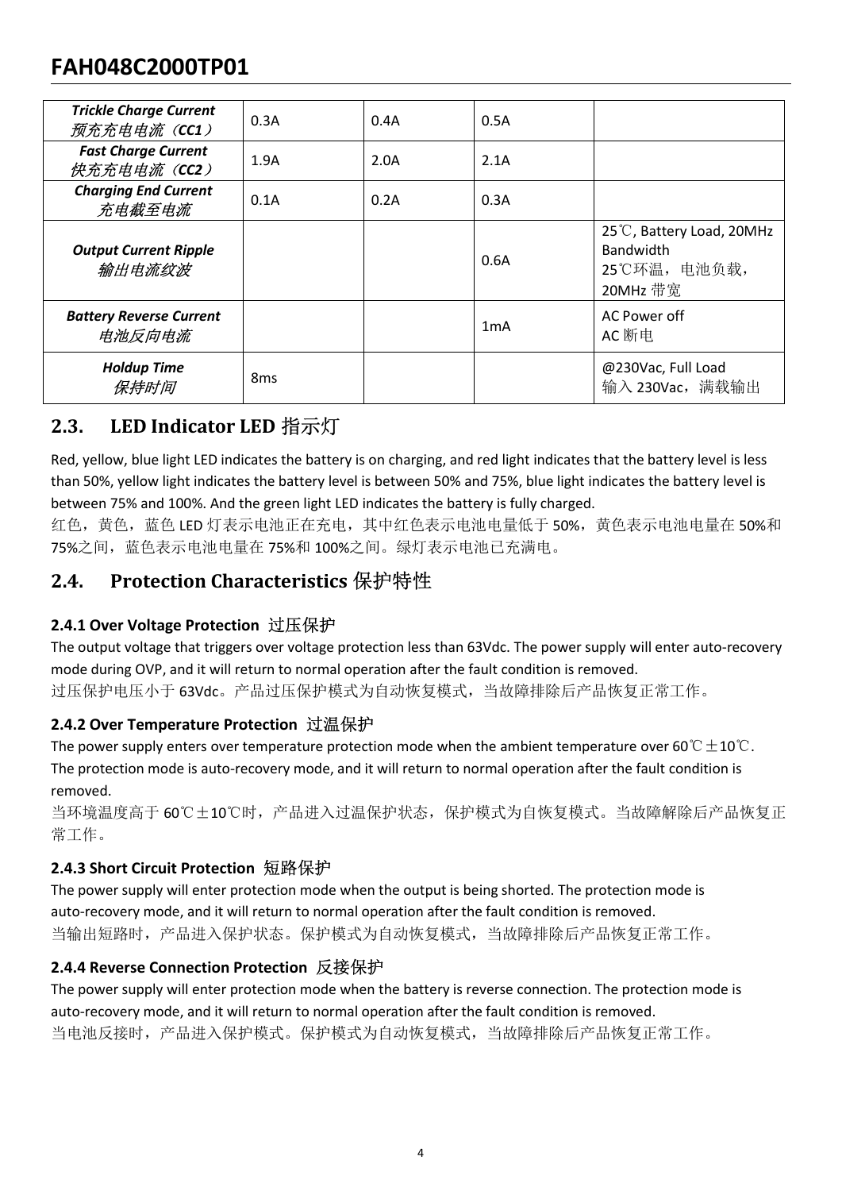| | | | | |
|---|---|---|---|---|
| ***Trickle Charge Current*** *预充充电电流（**CC1**）* | 0.3A | 0.4A | 0.5A | |
| ***Fast Charge Current*** *快充充电电流（**CC2**）* | 1.9A | 2.0A | 2.1A | |
| ***Charging End Current*** *充电截至电流* | 0.1A | 0.2A | 0.3A | |
| ***Output Current Ripple*** *输出电流纹波* | | | 0.6A | 25℃, Battery Load, 20MHz Bandwidth 25℃环温，电池负载，20MHz 带宽 |
| ***Battery Reverse Current*** *电池反向电流* | | | 1mA | AC Power off AC 断电 |
| ***Holdup Time*** *保持时间* | 8ms | | | @230Vac, Full Load 输入 230Vac，满载输出 |

## 2.3. LED Indicator LED 指示灯

Red, yellow, blue light LED indicates the battery is on charging, and red light indicates that the battery level is less than 50%, yellow light indicates the battery level is between 50% and 75%, blue light indicates the battery level is between 75% and 100%. And the green light LED indicates the battery is fully charged.
红色，黄色，蓝色 LED 灯表示电池正在充电，其中红色表示电池电量低于 50%，黄色表示电池电量在 50%和 75%之间，蓝色表示电池电量在 75%和 100%之间。绿灯表示电池已充满电。

## 2.4. Protection Characteristics 保护特性

### 2.4.1 Over Voltage Protection 过压保护

The output voltage that triggers over voltage protection less than 63Vdc. The power supply will enter auto-recovery mode during OVP, and it will return to normal operation after the fault condition is removed.
过压保护电压小于 63Vdc。产品过压保护模式为自动恢复模式，当故障排除后产品恢复正常工作。

### 2.4.2 Over Temperature Protection 过温保护

The power supply enters over temperature protection mode when the ambient temperature over 60℃±10℃. The protection mode is auto-recovery mode, and it will return to normal operation after the fault condition is removed.
当环境温度高于 60℃±10℃时，产品进入过温保护状态，保护模式为自恢复模式。当故障解除后产品恢复正常工作。

### 2.4.3 Short Circuit Protection 短路保护

The power supply will enter protection mode when the output is being shorted. The protection mode is auto-recovery mode, and it will return to normal operation after the fault condition is removed.
当输出短路时，产品进入保护状态。保护模式为自动恢复模式，当故障排除后产品恢复正常工作。

### 2.4.4 Reverse Connection Protection 反接保护

The power supply will enter protection mode when the battery is reverse connection. The protection mode is auto-recovery mode, and it will return to normal operation after the fault condition is removed.
当电池反接时，产品进入保护模式。保护模式为自动恢复模式，当故障排除后产品恢复正常工作。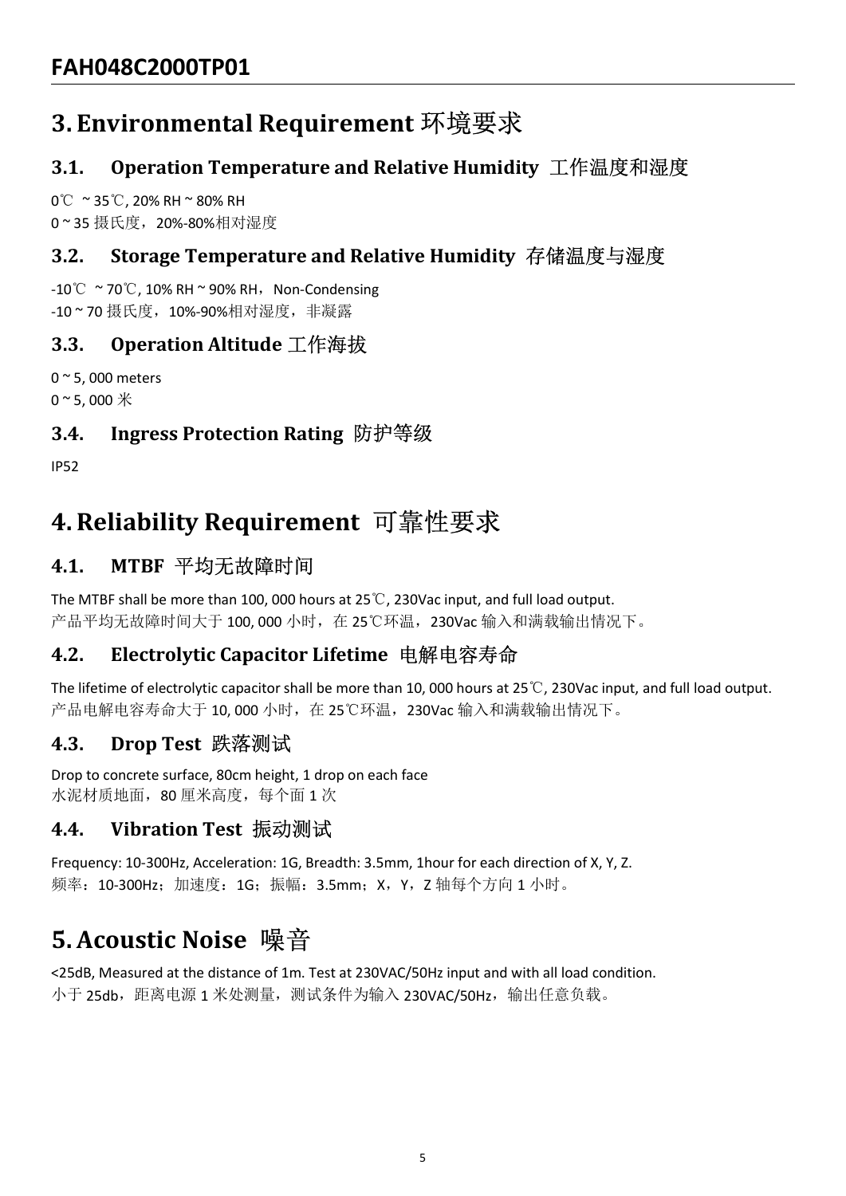# 3. Environmental Requirement 环境要求

## 3.1. Operation Temperature and Relative Humidity 工作温度和湿度

0℃ ~ 35℃, 20% RH ~ 80% RH
0 ~ 35 摄氏度，20%-80%相对湿度

## 3.2. Storage Temperature and Relative Humidity 存储温度与湿度

-10℃ ~ 70℃, 10% RH ~ 90% RH，Non-Condensing
-10 ~ 70 摄氏度，10%-90%相对湿度，非凝露

## 3.3. Operation Altitude 工作海拔

0 ~ 5, 000 meters
0 ~ 5, 000 米

## 3.4. Ingress Protection Rating 防护等级

IP52

# 4. Reliability Requirement 可靠性要求

## 4.1. MTBF 平均无故障时间

The MTBF shall be more than 100, 000 hours at 25℃, 230Vac input, and full load output.
产品平均无故障时间大于 100, 000 小时，在 25℃环温，230Vac 输入和满载输出情况下。

## 4.2. Electrolytic Capacitor Lifetime 电解电容寿命

The lifetime of electrolytic capacitor shall be more than 10, 000 hours at 25℃, 230Vac input, and full load output.
产品电解电容寿命大于 10, 000 小时，在 25℃环温，230Vac 输入和满载输出情况下。

## 4.3. Drop Test 跌落测试

Drop to concrete surface, 80cm height, 1 drop on each face
水泥材质地面，80 厘米高度，每个面 1 次

## 4.4. Vibration Test 振动测试

Frequency: 10-300Hz, Acceleration: 1G, Breadth: 3.5mm, 1hour for each direction of X, Y, Z.
频率：10-300Hz；加速度：1G；振幅：3.5mm；X，Y，Z 轴每个方向 1 小时。

# 5. Acoustic Noise 噪音

<25dB, Measured at the distance of 1m. Test at 230VAC/50Hz input and with all load condition.
小于 25db，距离电源 1 米处测量，测试条件为输入 230VAC/50Hz，输出任意负载。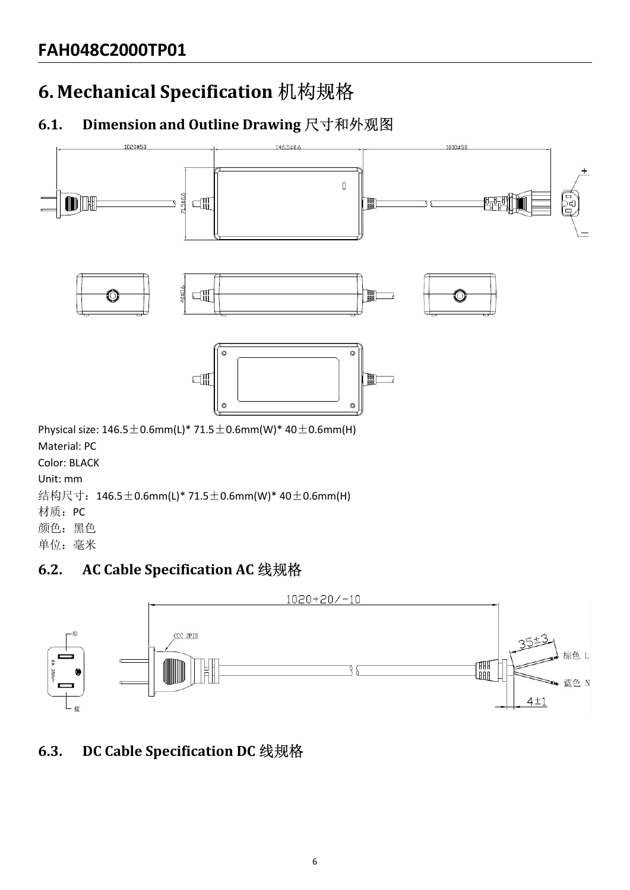FAH048C2000TP01

# 6. Mechanical Specification 机构规格

## 6.1. Dimension and Outline Drawing 尺寸和外观图

Physical size: 146.5±0.6mm(L)* 71.5±0.6mm(W)* 40±0.6mm(H)

Material: PC

Color: BLACK

Unit: mm

结构尺寸：146.5±0.6mm(L)* 71.5±0.6mm(W)* 40±0.6mm(H)

材质：PC

颜色：黑色

单位：毫米

## 6.2. AC Cable Specification AC 线规格

## 6.3. DC Cable Specification DC 线规格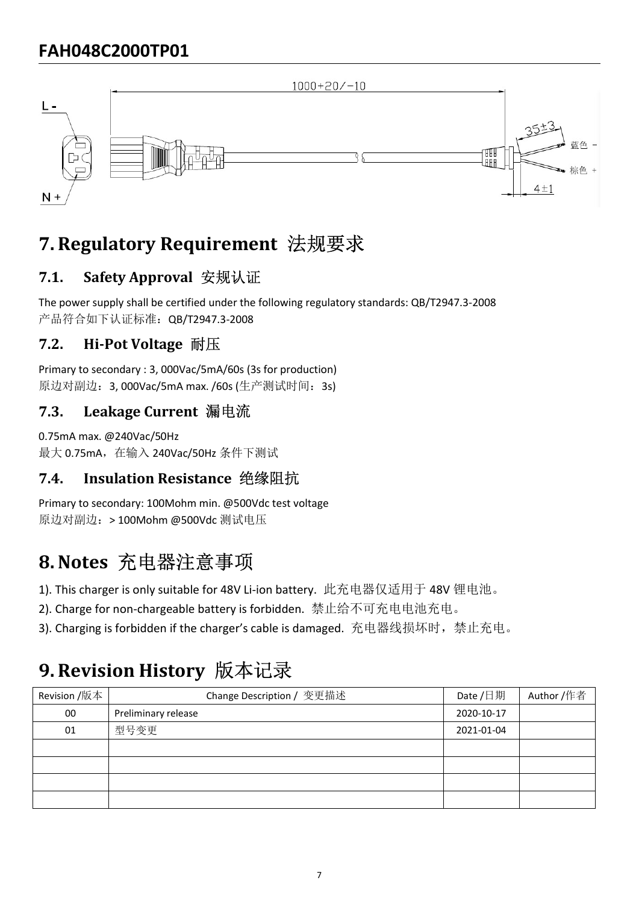# FAH048C2000TP01

L -

N +

1000+20/-10

35±3

蓝色 -

棕色 +

4±1

# 7. Regulatory Requirement 法规要求

## 7.1. Safety Approval 安规认证

The power supply shall be certified under the following regulatory standards: QB/T2947.3-2008
产品符合如下认证标准：QB/T2947.3-2008

## 7.2. Hi-Pot Voltage 耐压

Primary to secondary : 3, 000Vac/5mA/60s (3s for production)
原边对副边：3, 000Vac/5mA max. /60s (生产测试时间：3s)

## 7.3. Leakage Current 漏电流

0.75mA max. @240Vac/50Hz
最大 0.75mA，在输入 240Vac/50Hz 条件下测试

## 7.4. Insulation Resistance 绝缘阻抗

Primary to secondary: 100Mohm min. @500Vdc test voltage
原边对副边：> 100Mohm @500Vdc 测试电压

# 8. Notes 充电器注意事项

1). This charger is only suitable for 48V Li-ion battery. 此充电器仅适用于 48V 锂电池。

2). Charge for non-chargeable battery is forbidden. 禁止给不可充电电池充电。

3). Charging is forbidden if the charger's cable is damaged. 充电器线损坏时，禁止充电。

# 9. Revision History 版本记录

| Revision /版本 | Change Description / 变更描述 | Date /日期 | Author /作者 |
|---|---|---|---|
| 00 | Preliminary release | 2020-10-17 | |
| 01 | 型号变更 | 2021-01-04 | |
| | | | |
| | | | |
| | | | |
| | | | |